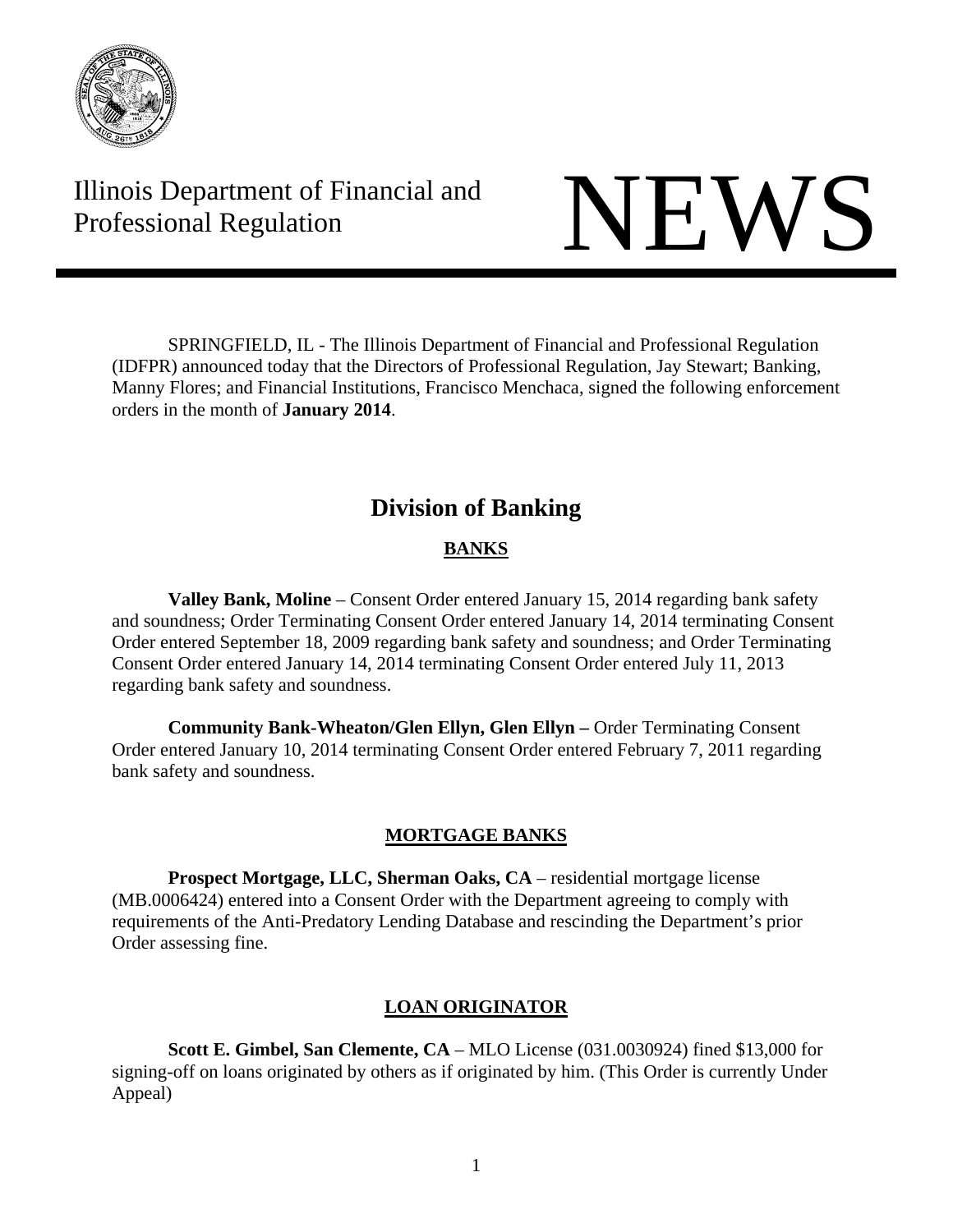Illinois Department of Financial and Professional Regulation

# NEWS

SPRINGFIELD, IL - The Illinois Department of Financial and Professional Regulation (IDFPR) announced today that the Directors of Professional Regulation, Jay Stewart; Banking, Manny Flores; and Financial Institutions, Francisco Menchaca, signed the following enforcement orders in the month of **January 2014**.

## Division of Banking

### BANKS

**Valley Bank, Moline** – Consent Order entered January 15, 2014 regarding bank safety and soundness; Order Terminating Consent Order entered January 14, 2014 terminating Consent Order entered September 18, 2009 regarding bank safety and soundness; and Order Terminating Consent Order entered January 14, 2014 terminating Consent Order entered July 11, 2013 regarding bank safety and soundness.

**Community Bank-Wheaton/Glen Ellyn, Glen Ellyn –** Order Terminating Consent Order entered January 10, 2014 terminating Consent Order entered February 7, 2011 regarding bank safety and soundness.

### MORTGAGE BANKS

**Prospect Mortgage, LLC, Sherman Oaks, CA** – residential mortgage license (MB.0006424) entered into a Consent Order with the Department agreeing to comply with requirements of the Anti-Predatory Lending Database and rescinding the Department's prior Order assessing fine.

### LOAN ORIGINATOR

**Scott E. Gimbel, San Clemente, CA** – MLO License (031.0030924) fined $13,000 for signing-off on loans originated by others as if originated by him. (This Order is currently Under Appeal)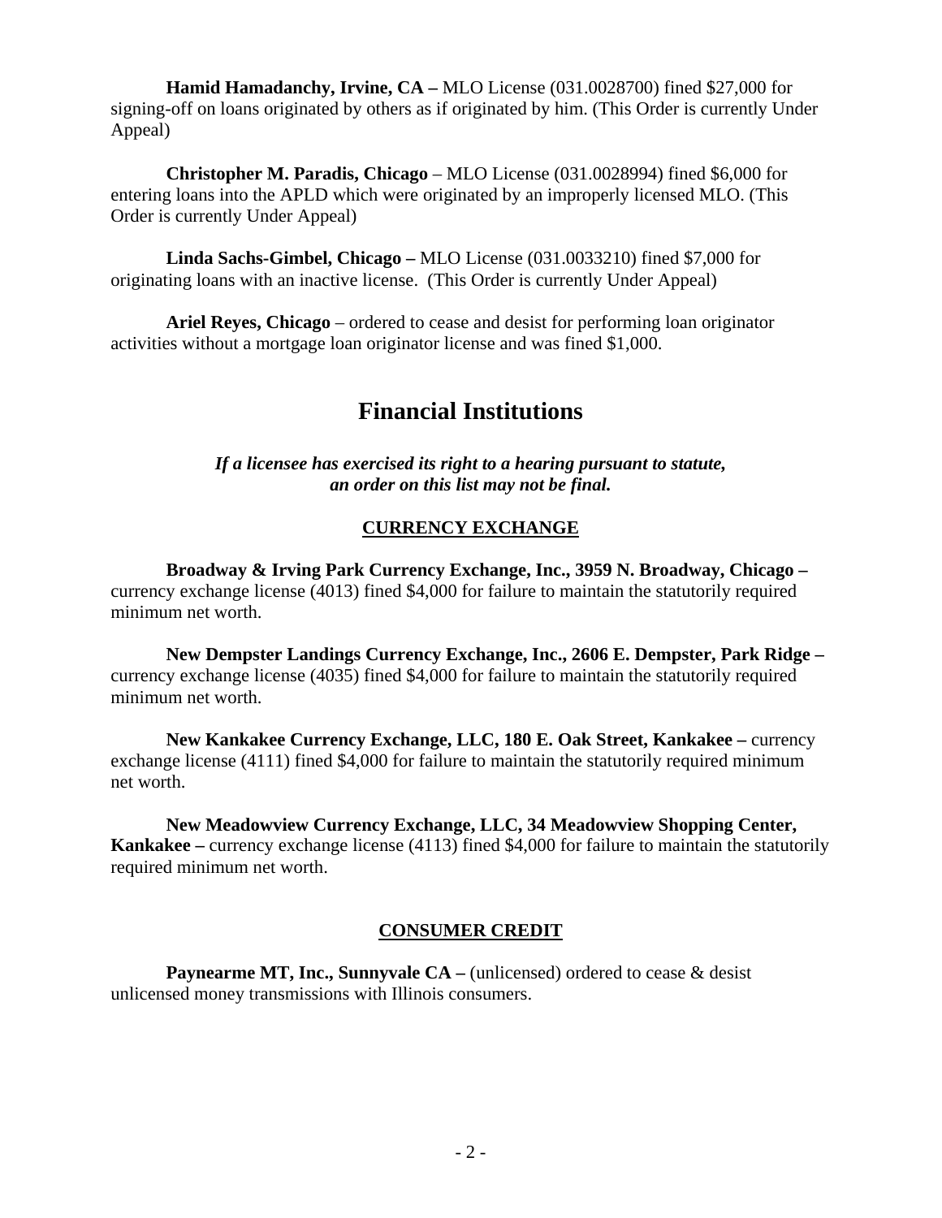**Hamid Hamadanchy, Irvine, CA –** MLO License (031.0028700) fined $27,000 for signing-off on loans originated by others as if originated by him. (This Order is currently Under Appeal)

**Christopher M. Paradis, Chicago** – MLO License (031.0028994) fined $6,000 for entering loans into the APLD which were originated by an improperly licensed MLO. (This Order is currently Under Appeal)

**Linda Sachs-Gimbel, Chicago –** MLO License (031.0033210) fined $7,000 for originating loans with an inactive license. (This Order is currently Under Appeal)

**Ariel Reyes, Chicago** – ordered to cease and desist for performing loan originator activities without a mortgage loan originator license and was fined $1,000.

# Financial Institutions

***If a licensee has exercised its right to a hearing pursuant to statute, an order on this list may not be final.***

## CURRENCY EXCHANGE

**Broadway & Irving Park Currency Exchange, Inc., 3959 N. Broadway, Chicago –** currency exchange license (4013) fined $4,000 for failure to maintain the statutorily required minimum net worth.

**New Dempster Landings Currency Exchange, Inc., 2606 E. Dempster, Park Ridge –** currency exchange license (4035) fined $4,000 for failure to maintain the statutorily required minimum net worth.

**New Kankakee Currency Exchange, LLC, 180 E. Oak Street, Kankakee –** currency exchange license (4111) fined $4,000 for failure to maintain the statutorily required minimum net worth.

**New Meadowview Currency Exchange, LLC, 34 Meadowview Shopping Center, Kankakee –** currency exchange license (4113) fined $4,000 for failure to maintain the statutorily required minimum net worth.

## CONSUMER CREDIT

**Paynearme MT, Inc., Sunnyvale CA –** (unlicensed) ordered to cease & desist unlicensed money transmissions with Illinois consumers.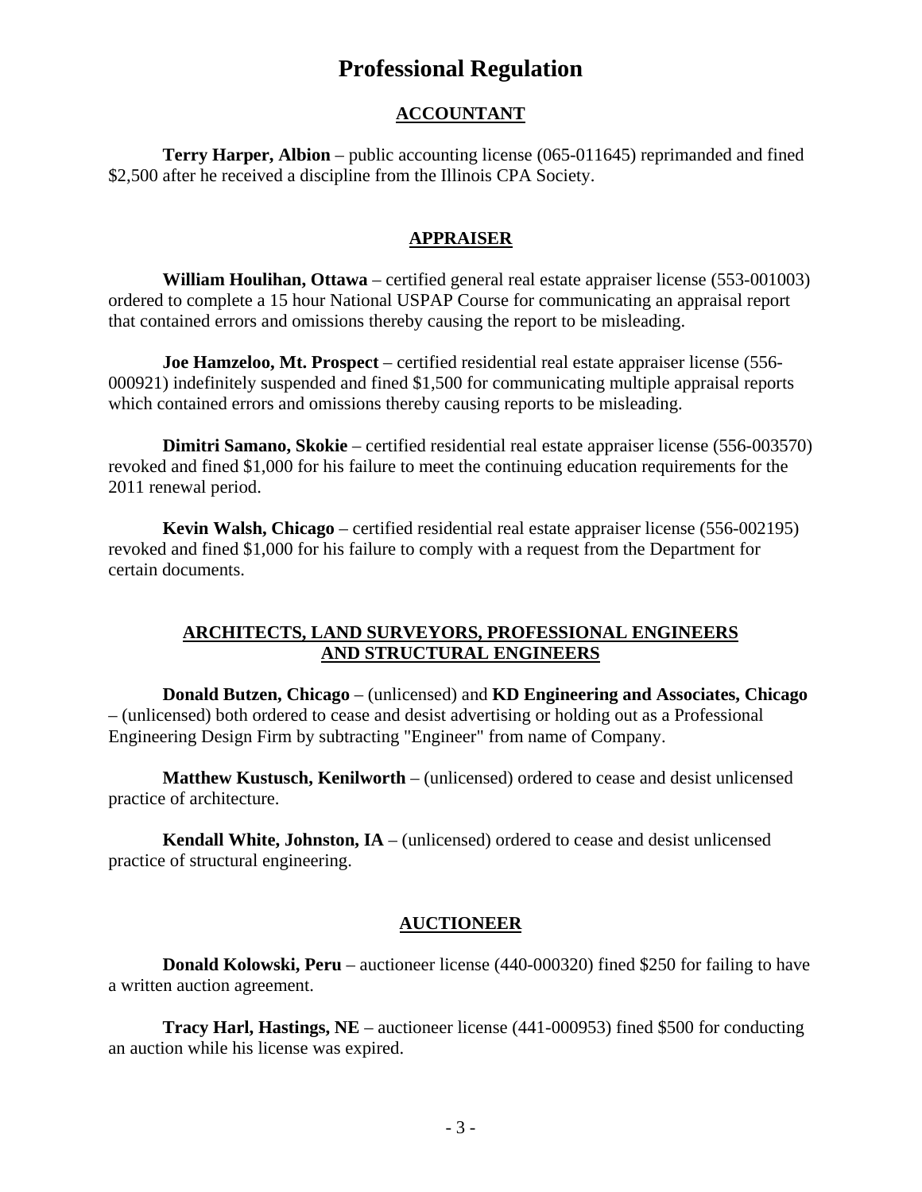# Professional Regulation

## ACCOUNTANT

**Terry Harper, Albion** – public accounting license (065-011645) reprimanded and fined $2,500 after he received a discipline from the Illinois CPA Society.

## APPRAISER

**William Houlihan, Ottawa** – certified general real estate appraiser license (553-001003) ordered to complete a 15 hour National USPAP Course for communicating an appraisal report that contained errors and omissions thereby causing the report to be misleading.

**Joe Hamzeloo, Mt. Prospect** – certified residential real estate appraiser license (556-000921) indefinitely suspended and fined $1,500 for communicating multiple appraisal reports which contained errors and omissions thereby causing reports to be misleading.

**Dimitri Samano, Skokie** – certified residential real estate appraiser license (556-003570) revoked and fined $1,000 for his failure to meet the continuing education requirements for the 2011 renewal period.

**Kevin Walsh, Chicago** – certified residential real estate appraiser license (556-002195) revoked and fined $1,000 for his failure to comply with a request from the Department for certain documents.

## ARCHITECTS, LAND SURVEYORS, PROFESSIONAL ENGINEERS AND STRUCTURAL ENGINEERS

**Donald Butzen, Chicago** – (unlicensed) and **KD Engineering and Associates, Chicago** – (unlicensed) both ordered to cease and desist advertising or holding out as a Professional Engineering Design Firm by subtracting "Engineer" from name of Company.

**Matthew Kustusch, Kenilworth** – (unlicensed) ordered to cease and desist unlicensed practice of architecture.

**Kendall White, Johnston, IA** – (unlicensed) ordered to cease and desist unlicensed practice of structural engineering.

## AUCTIONEER

**Donald Kolowski, Peru** – auctioneer license (440-000320) fined $250 for failing to have a written auction agreement.

**Tracy Harl, Hastings, NE** – auctioneer license (441-000953) fined $500 for conducting an auction while his license was expired.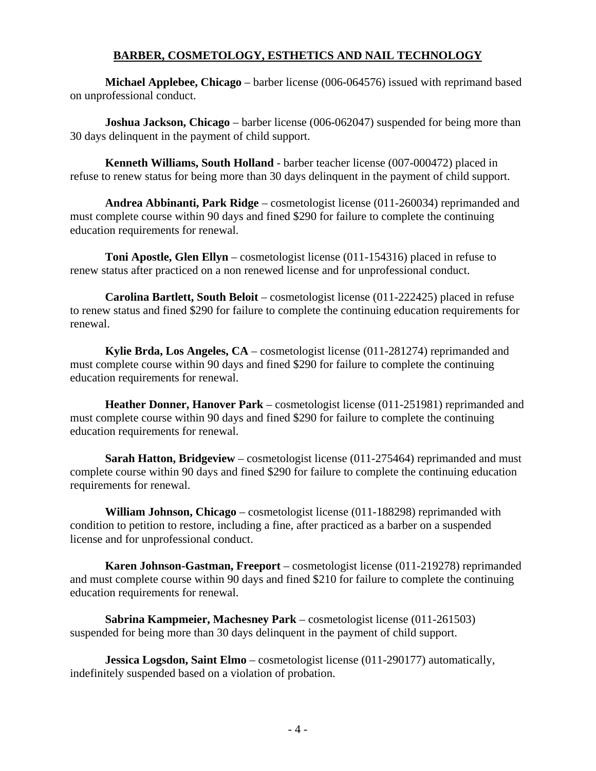## BARBER, COSMETOLOGY, ESTHETICS AND NAIL TECHNOLOGY

**Michael Applebee, Chicago** – barber license (006-064576) issued with reprimand based on unprofessional conduct.

**Joshua Jackson, Chicago** – barber license (006-062047) suspended for being more than 30 days delinquent in the payment of child support.

**Kenneth Williams, South Holland** - barber teacher license (007-000472) placed in refuse to renew status for being more than 30 days delinquent in the payment of child support.

**Andrea Abbinanti, Park Ridge** – cosmetologist license (011-260034) reprimanded and must complete course within 90 days and fined $290 for failure to complete the continuing education requirements for renewal.

**Toni Apostle, Glen Ellyn** – cosmetologist license (011-154316) placed in refuse to renew status after practiced on a non renewed license and for unprofessional conduct.

**Carolina Bartlett, South Beloit** – cosmetologist license (011-222425) placed in refuse to renew status and fined $290 for failure to complete the continuing education requirements for renewal.

**Kylie Brda, Los Angeles, CA** – cosmetologist license (011-281274) reprimanded and must complete course within 90 days and fined $290 for failure to complete the continuing education requirements for renewal.

**Heather Donner, Hanover Park** – cosmetologist license (011-251981) reprimanded and must complete course within 90 days and fined $290 for failure to complete the continuing education requirements for renewal.

**Sarah Hatton, Bridgeview** – cosmetologist license (011-275464) reprimanded and must complete course within 90 days and fined $290 for failure to complete the continuing education requirements for renewal.

**William Johnson, Chicago** – cosmetologist license (011-188298) reprimanded with condition to petition to restore, including a fine, after practiced as a barber on a suspended license and for unprofessional conduct.

**Karen Johnson-Gastman, Freeport** – cosmetologist license (011-219278) reprimanded and must complete course within 90 days and fined $210 for failure to complete the continuing education requirements for renewal.

**Sabrina Kampmeier, Machesney Park** – cosmetologist license (011-261503) suspended for being more than 30 days delinquent in the payment of child support.

**Jessica Logsdon, Saint Elmo** – cosmetologist license (011-290177) automatically, indefinitely suspended based on a violation of probation.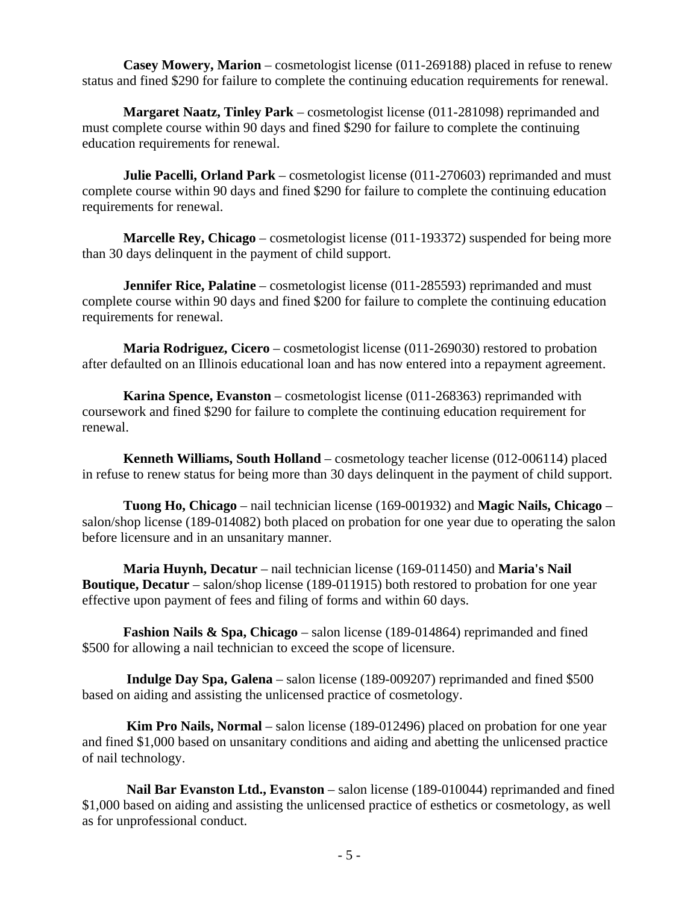**Casey Mowery, Marion** – cosmetologist license (011-269188) placed in refuse to renew status and fined $290 for failure to complete the continuing education requirements for renewal.

**Margaret Naatz, Tinley Park** – cosmetologist license (011-281098) reprimanded and must complete course within 90 days and fined $290 for failure to complete the continuing education requirements for renewal.

**Julie Pacelli, Orland Park** – cosmetologist license (011-270603) reprimanded and must complete course within 90 days and fined $290 for failure to complete the continuing education requirements for renewal.

**Marcelle Rey, Chicago** – cosmetologist license (011-193372) suspended for being more than 30 days delinquent in the payment of child support.

**Jennifer Rice, Palatine** – cosmetologist license (011-285593) reprimanded and must complete course within 90 days and fined $200 for failure to complete the continuing education requirements for renewal.

**Maria Rodriguez, Cicero** – cosmetologist license (011-269030) restored to probation after defaulted on an Illinois educational loan and has now entered into a repayment agreement.

**Karina Spence, Evanston** – cosmetologist license (011-268363) reprimanded with coursework and fined $290 for failure to complete the continuing education requirement for renewal.

**Kenneth Williams, South Holland** – cosmetology teacher license (012-006114) placed in refuse to renew status for being more than 30 days delinquent in the payment of child support.

**Tuong Ho, Chicago** – nail technician license (169-001932) and **Magic Nails, Chicago** – salon/shop license (189-014082) both placed on probation for one year due to operating the salon before licensure and in an unsanitary manner.

**Maria Huynh, Decatur** – nail technician license (169-011450) and **Maria's Nail Boutique, Decatur** – salon/shop license (189-011915) both restored to probation for one year effective upon payment of fees and filing of forms and within 60 days.

**Fashion Nails & Spa, Chicago** – salon license (189-014864) reprimanded and fined $500 for allowing a nail technician to exceed the scope of licensure.

**Indulge Day Spa, Galena** – salon license (189-009207) reprimanded and fined $500 based on aiding and assisting the unlicensed practice of cosmetology.

**Kim Pro Nails, Normal** – salon license (189-012496) placed on probation for one year and fined $1,000 based on unsanitary conditions and aiding and abetting the unlicensed practice of nail technology.

**Nail Bar Evanston Ltd., Evanston** – salon license (189-010044) reprimanded and fined $1,000 based on aiding and assisting the unlicensed practice of esthetics or cosmetology, as well as for unprofessional conduct.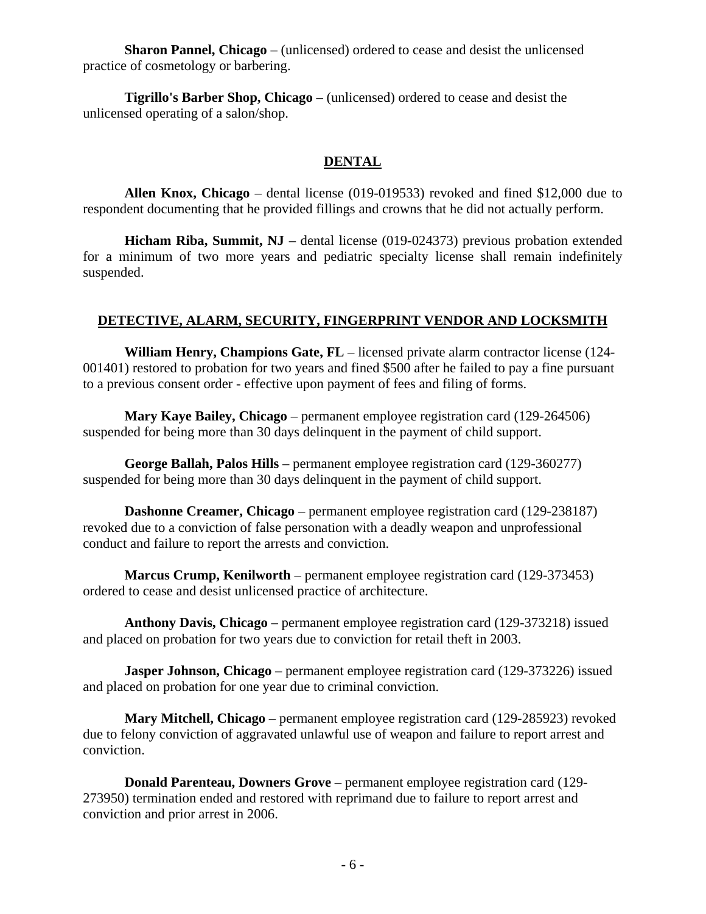**Sharon Pannel, Chicago** – (unlicensed) ordered to cease and desist the unlicensed practice of cosmetology or barbering.

**Tigrillo's Barber Shop, Chicago** – (unlicensed) ordered to cease and desist the unlicensed operating of a salon/shop.

## DENTAL

**Allen Knox, Chicago** – dental license (019-019533) revoked and fined $12,000 due to respondent documenting that he provided fillings and crowns that he did not actually perform.

**Hicham Riba, Summit, NJ** – dental license (019-024373) previous probation extended for a minimum of two more years and pediatric specialty license shall remain indefinitely suspended.

## DETECTIVE, ALARM, SECURITY, FINGERPRINT VENDOR AND LOCKSMITH

**William Henry, Champions Gate, FL** – licensed private alarm contractor license (124-001401) restored to probation for two years and fined $500 after he failed to pay a fine pursuant to a previous consent order - effective upon payment of fees and filing of forms.

**Mary Kaye Bailey, Chicago** – permanent employee registration card (129-264506) suspended for being more than 30 days delinquent in the payment of child support.

**George Ballah, Palos Hills** – permanent employee registration card (129-360277) suspended for being more than 30 days delinquent in the payment of child support.

**Dashonne Creamer, Chicago** – permanent employee registration card (129-238187) revoked due to a conviction of false personation with a deadly weapon and unprofessional conduct and failure to report the arrests and conviction.

**Marcus Crump, Kenilworth** – permanent employee registration card (129-373453) ordered to cease and desist unlicensed practice of architecture.

**Anthony Davis, Chicago** – permanent employee registration card (129-373218) issued and placed on probation for two years due to conviction for retail theft in 2003.

**Jasper Johnson, Chicago** – permanent employee registration card (129-373226) issued and placed on probation for one year due to criminal conviction.

**Mary Mitchell, Chicago** – permanent employee registration card (129-285923) revoked due to felony conviction of aggravated unlawful use of weapon and failure to report arrest and conviction.

**Donald Parenteau, Downers Grove** – permanent employee registration card (129-273950) termination ended and restored with reprimand due to failure to report arrest and conviction and prior arrest in 2006.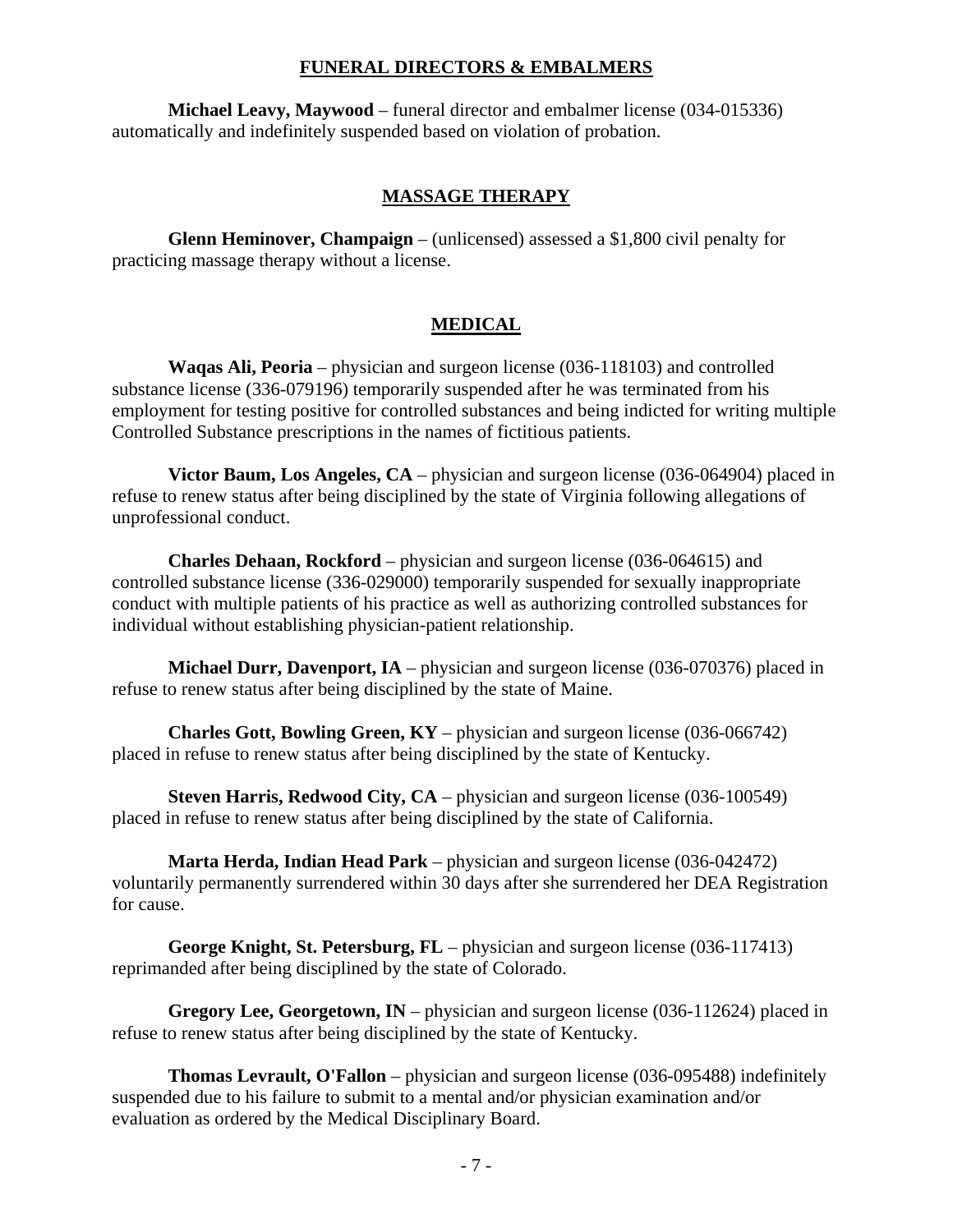## FUNERAL DIRECTORS & EMBALMERS

**Michael Leavy, Maywood** – funeral director and embalmer license (034-015336) automatically and indefinitely suspended based on violation of probation.

## MASSAGE THERAPY

**Glenn Heminover, Champaign** – (unlicensed) assessed a $1,800 civil penalty for practicing massage therapy without a license.

## MEDICAL

**Waqas Ali, Peoria** – physician and surgeon license (036-118103) and controlled substance license (336-079196) temporarily suspended after he was terminated from his employment for testing positive for controlled substances and being indicted for writing multiple Controlled Substance prescriptions in the names of fictitious patients.

**Victor Baum, Los Angeles, CA** – physician and surgeon license (036-064904) placed in refuse to renew status after being disciplined by the state of Virginia following allegations of unprofessional conduct.

**Charles Dehaan, Rockford** – physician and surgeon license (036-064615) and controlled substance license (336-029000) temporarily suspended for sexually inappropriate conduct with multiple patients of his practice as well as authorizing controlled substances for individual without establishing physician-patient relationship.

**Michael Durr, Davenport, IA** – physician and surgeon license (036-070376) placed in refuse to renew status after being disciplined by the state of Maine.

**Charles Gott, Bowling Green, KY** – physician and surgeon license (036-066742) placed in refuse to renew status after being disciplined by the state of Kentucky.

**Steven Harris, Redwood City, CA** – physician and surgeon license (036-100549) placed in refuse to renew status after being disciplined by the state of California.

**Marta Herda, Indian Head Park** – physician and surgeon license (036-042472) voluntarily permanently surrendered within 30 days after she surrendered her DEA Registration for cause.

**George Knight, St. Petersburg, FL** – physician and surgeon license (036-117413) reprimanded after being disciplined by the state of Colorado.

**Gregory Lee, Georgetown, IN** – physician and surgeon license (036-112624) placed in refuse to renew status after being disciplined by the state of Kentucky.

**Thomas Levrault, O'Fallon** – physician and surgeon license (036-095488) indefinitely suspended due to his failure to submit to a mental and/or physician examination and/or evaluation as ordered by the Medical Disciplinary Board.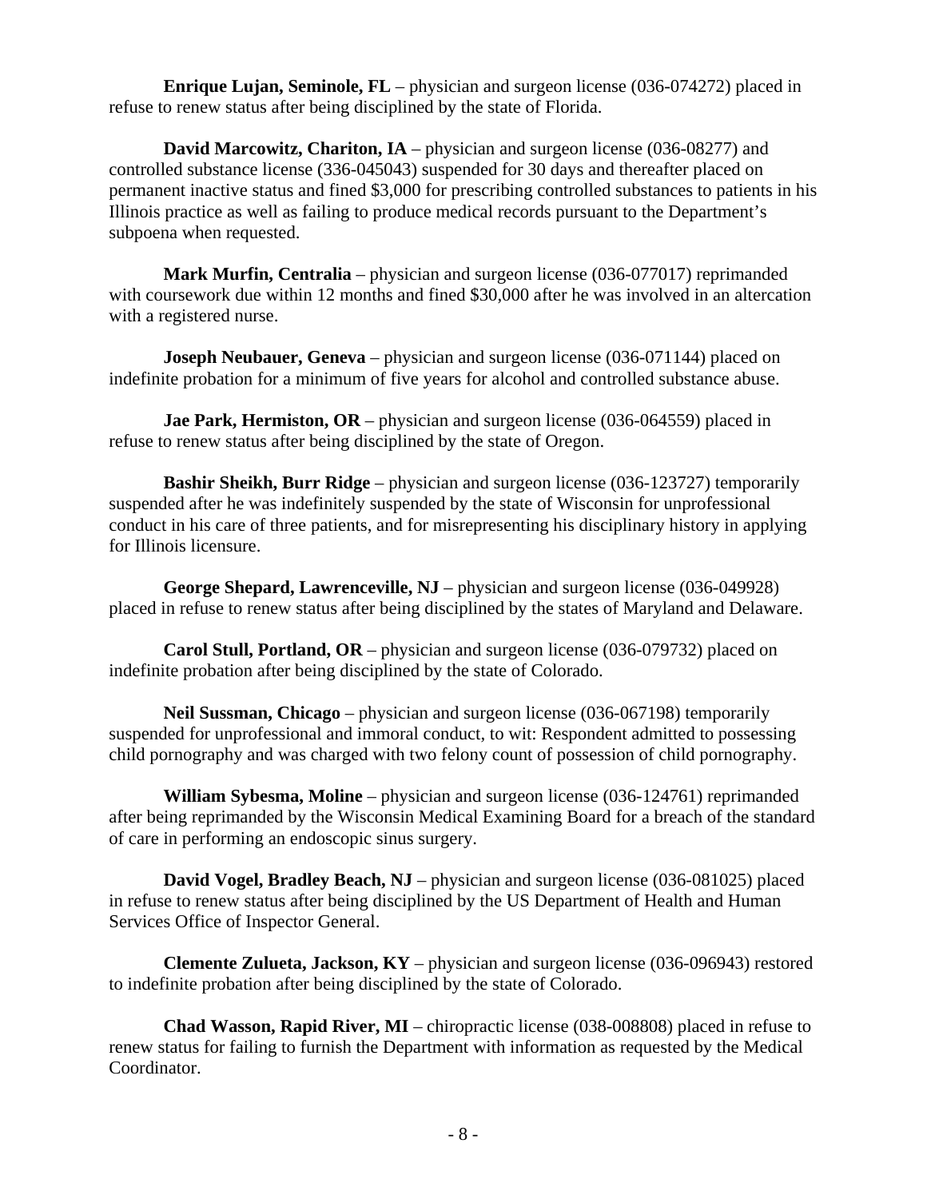**Enrique Lujan, Seminole, FL** – physician and surgeon license (036-074272) placed in refuse to renew status after being disciplined by the state of Florida.

**David Marcowitz, Chariton, IA** – physician and surgeon license (036-08277) and controlled substance license (336-045043) suspended for 30 days and thereafter placed on permanent inactive status and fined $3,000 for prescribing controlled substances to patients in his Illinois practice as well as failing to produce medical records pursuant to the Department's subpoena when requested.

**Mark Murfin, Centralia** – physician and surgeon license (036-077017) reprimanded with coursework due within 12 months and fined $30,000 after he was involved in an altercation with a registered nurse.

**Joseph Neubauer, Geneva** – physician and surgeon license (036-071144) placed on indefinite probation for a minimum of five years for alcohol and controlled substance abuse.

**Jae Park, Hermiston, OR** – physician and surgeon license (036-064559) placed in refuse to renew status after being disciplined by the state of Oregon.

**Bashir Sheikh, Burr Ridge** – physician and surgeon license (036-123727) temporarily suspended after he was indefinitely suspended by the state of Wisconsin for unprofessional conduct in his care of three patients, and for misrepresenting his disciplinary history in applying for Illinois licensure.

**George Shepard, Lawrenceville, NJ** – physician and surgeon license (036-049928) placed in refuse to renew status after being disciplined by the states of Maryland and Delaware.

**Carol Stull, Portland, OR** – physician and surgeon license (036-079732) placed on indefinite probation after being disciplined by the state of Colorado.

**Neil Sussman, Chicago** – physician and surgeon license (036-067198) temporarily suspended for unprofessional and immoral conduct, to wit: Respondent admitted to possessing child pornography and was charged with two felony count of possession of child pornography.

**William Sybesma, Moline** – physician and surgeon license (036-124761) reprimanded after being reprimanded by the Wisconsin Medical Examining Board for a breach of the standard of care in performing an endoscopic sinus surgery.

**David Vogel, Bradley Beach, NJ** – physician and surgeon license (036-081025) placed in refuse to renew status after being disciplined by the US Department of Health and Human Services Office of Inspector General.

**Clemente Zulueta, Jackson, KY** – physician and surgeon license (036-096943) restored to indefinite probation after being disciplined by the state of Colorado.

**Chad Wasson, Rapid River, MI** – chiropractic license (038-008808) placed in refuse to renew status for failing to furnish the Department with information as requested by the Medical Coordinator.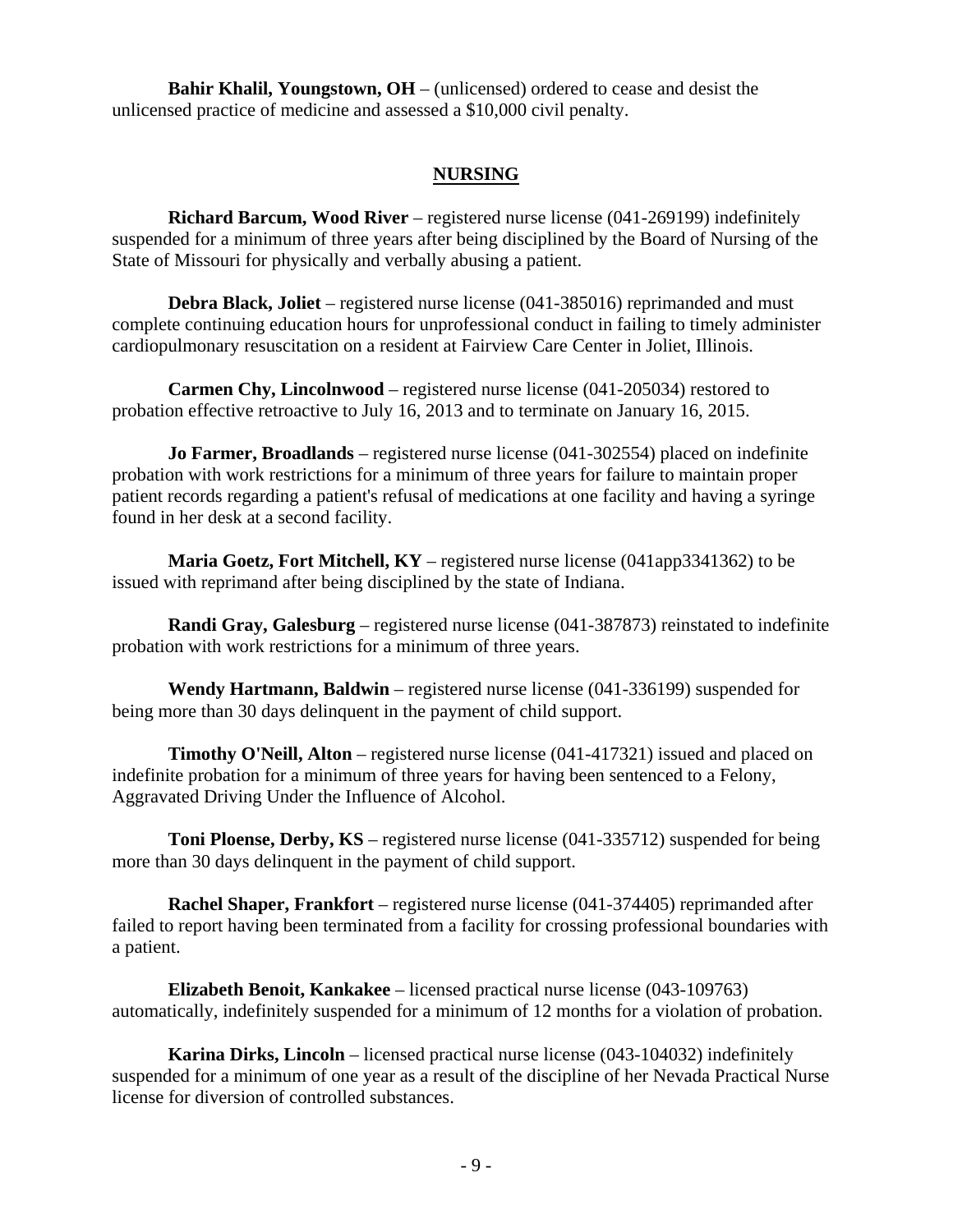**Bahir Khalil, Youngstown, OH** – (unlicensed) ordered to cease and desist the unlicensed practice of medicine and assessed a $10,000 civil penalty.

## NURSING

**Richard Barcum, Wood River** – registered nurse license (041-269199) indefinitely suspended for a minimum of three years after being disciplined by the Board of Nursing of the State of Missouri for physically and verbally abusing a patient.

**Debra Black, Joliet** – registered nurse license (041-385016) reprimanded and must complete continuing education hours for unprofessional conduct in failing to timely administer cardiopulmonary resuscitation on a resident at Fairview Care Center in Joliet, Illinois.

**Carmen Chy, Lincolnwood** – registered nurse license (041-205034) restored to probation effective retroactive to July 16, 2013 and to terminate on January 16, 2015.

**Jo Farmer, Broadlands** – registered nurse license (041-302554) placed on indefinite probation with work restrictions for a minimum of three years for failure to maintain proper patient records regarding a patient's refusal of medications at one facility and having a syringe found in her desk at a second facility.

**Maria Goetz, Fort Mitchell, KY** – registered nurse license (041app3341362) to be issued with reprimand after being disciplined by the state of Indiana.

**Randi Gray, Galesburg** – registered nurse license (041-387873) reinstated to indefinite probation with work restrictions for a minimum of three years.

**Wendy Hartmann, Baldwin** – registered nurse license (041-336199) suspended for being more than 30 days delinquent in the payment of child support.

**Timothy O'Neill, Alton** – registered nurse license (041-417321) issued and placed on indefinite probation for a minimum of three years for having been sentenced to a Felony, Aggravated Driving Under the Influence of Alcohol.

**Toni Ploense, Derby, KS** – registered nurse license (041-335712) suspended for being more than 30 days delinquent in the payment of child support.

**Rachel Shaper, Frankfort** – registered nurse license (041-374405) reprimanded after failed to report having been terminated from a facility for crossing professional boundaries with a patient.

**Elizabeth Benoit, Kankakee** – licensed practical nurse license (043-109763) automatically, indefinitely suspended for a minimum of 12 months for a violation of probation.

**Karina Dirks, Lincoln** – licensed practical nurse license (043-104032) indefinitely suspended for a minimum of one year as a result of the discipline of her Nevada Practical Nurse license for diversion of controlled substances.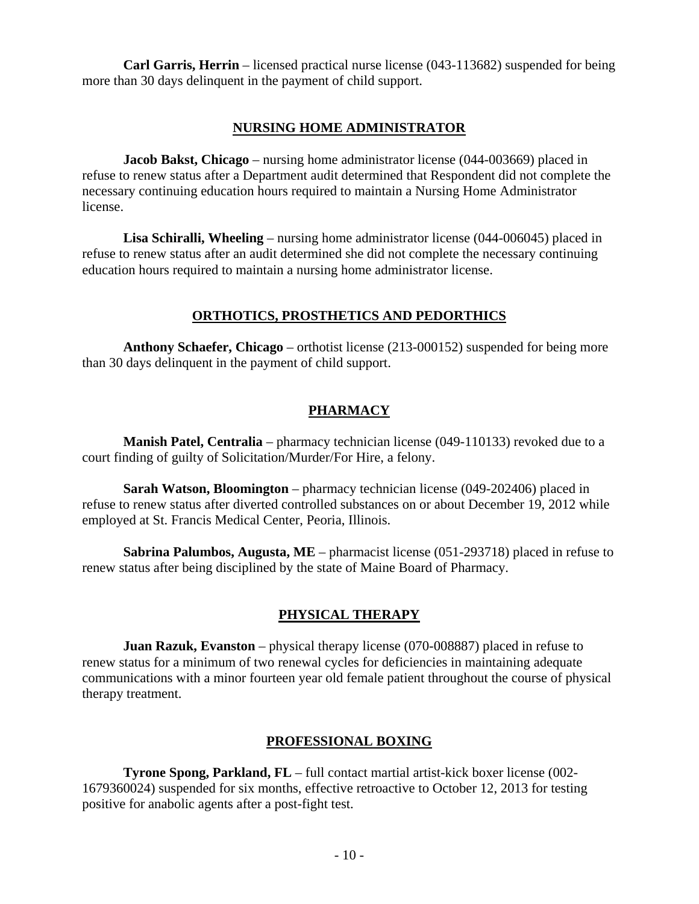**Carl Garris, Herrin** – licensed practical nurse license (043-113682) suspended for being more than 30 days delinquent in the payment of child support.

## NURSING HOME ADMINISTRATOR

**Jacob Bakst, Chicago** – nursing home administrator license (044-003669) placed in refuse to renew status after a Department audit determined that Respondent did not complete the necessary continuing education hours required to maintain a Nursing Home Administrator license.

**Lisa Schiralli, Wheeling** – nursing home administrator license (044-006045) placed in refuse to renew status after an audit determined she did not complete the necessary continuing education hours required to maintain a nursing home administrator license.

## ORTHOTICS, PROSTHETICS AND PEDORTHICS

**Anthony Schaefer, Chicago** – orthotist license (213-000152) suspended for being more than 30 days delinquent in the payment of child support.

## PHARMACY

**Manish Patel, Centralia** – pharmacy technician license (049-110133) revoked due to a court finding of guilty of Solicitation/Murder/For Hire, a felony.

**Sarah Watson, Bloomington** – pharmacy technician license (049-202406) placed in refuse to renew status after diverted controlled substances on or about December 19, 2012 while employed at St. Francis Medical Center, Peoria, Illinois.

**Sabrina Palumbos, Augusta, ME** – pharmacist license (051-293718) placed in refuse to renew status after being disciplined by the state of Maine Board of Pharmacy.

## PHYSICAL THERAPY

**Juan Razuk, Evanston** – physical therapy license (070-008887) placed in refuse to renew status for a minimum of two renewal cycles for deficiencies in maintaining adequate communications with a minor fourteen year old female patient throughout the course of physical therapy treatment.

## PROFESSIONAL BOXING

**Tyrone Spong, Parkland, FL** – full contact martial artist-kick boxer license (002-1679360024) suspended for six months, effective retroactive to October 12, 2013 for testing positive for anabolic agents after a post-fight test.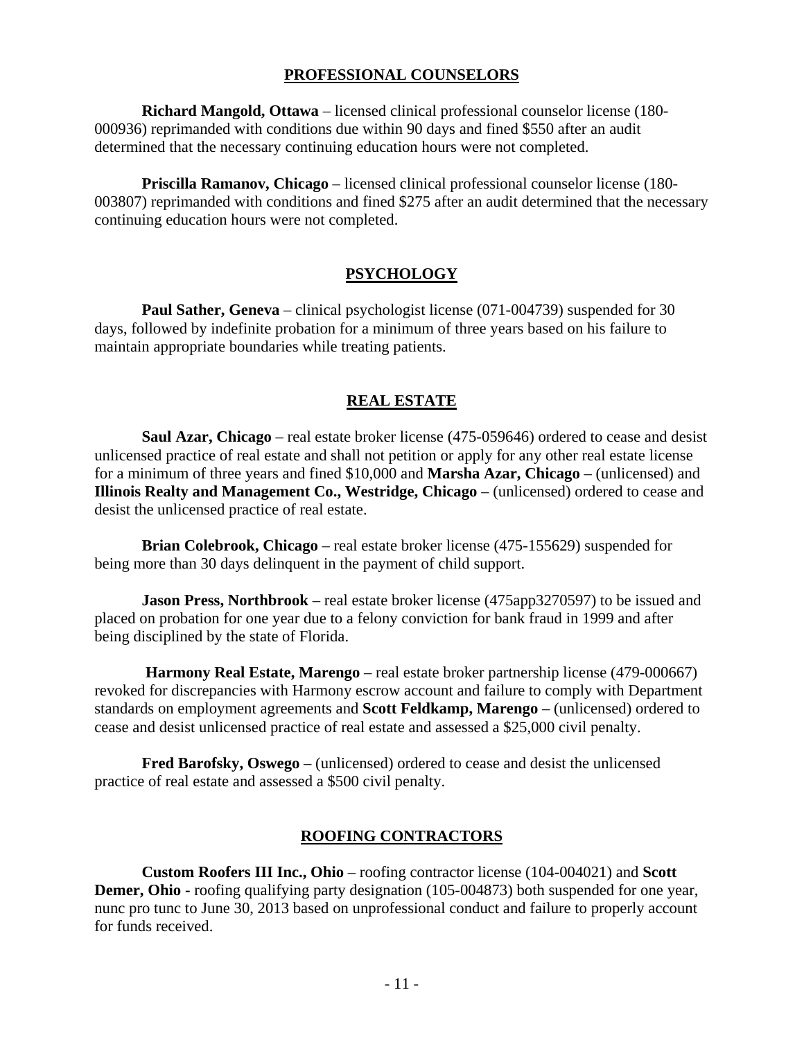## PROFESSIONAL COUNSELORS

**Richard Mangold, Ottawa** – licensed clinical professional counselor license (180-000936) reprimanded with conditions due within 90 days and fined $550 after an audit determined that the necessary continuing education hours were not completed.

**Priscilla Ramanov, Chicago** – licensed clinical professional counselor license (180-003807) reprimanded with conditions and fined $275 after an audit determined that the necessary continuing education hours were not completed.

## PSYCHOLOGY

**Paul Sather, Geneva** – clinical psychologist license (071-004739) suspended for 30 days, followed by indefinite probation for a minimum of three years based on his failure to maintain appropriate boundaries while treating patients.

## REAL ESTATE

**Saul Azar, Chicago** – real estate broker license (475-059646) ordered to cease and desist unlicensed practice of real estate and shall not petition or apply for any other real estate license for a minimum of three years and fined $10,000 and **Marsha Azar, Chicago** – (unlicensed) and **Illinois Realty and Management Co., Westridge, Chicago** – (unlicensed) ordered to cease and desist the unlicensed practice of real estate.

**Brian Colebrook, Chicago** – real estate broker license (475-155629) suspended for being more than 30 days delinquent in the payment of child support.

**Jason Press, Northbrook** – real estate broker license (475app3270597) to be issued and placed on probation for one year due to a felony conviction for bank fraud in 1999 and after being disciplined by the state of Florida.

**Harmony Real Estate, Marengo** – real estate broker partnership license (479-000667) revoked for discrepancies with Harmony escrow account and failure to comply with Department standards on employment agreements and **Scott Feldkamp, Marengo** – (unlicensed) ordered to cease and desist unlicensed practice of real estate and assessed a $25,000 civil penalty.

**Fred Barofsky, Oswego** – (unlicensed) ordered to cease and desist the unlicensed practice of real estate and assessed a $500 civil penalty.

## ROOFING CONTRACTORS

**Custom Roofers III Inc., Ohio** – roofing contractor license (104-004021) and **Scott Demer, Ohio -** roofing qualifying party designation (105-004873) both suspended for one year, nunc pro tunc to June 30, 2013 based on unprofessional conduct and failure to properly account for funds received.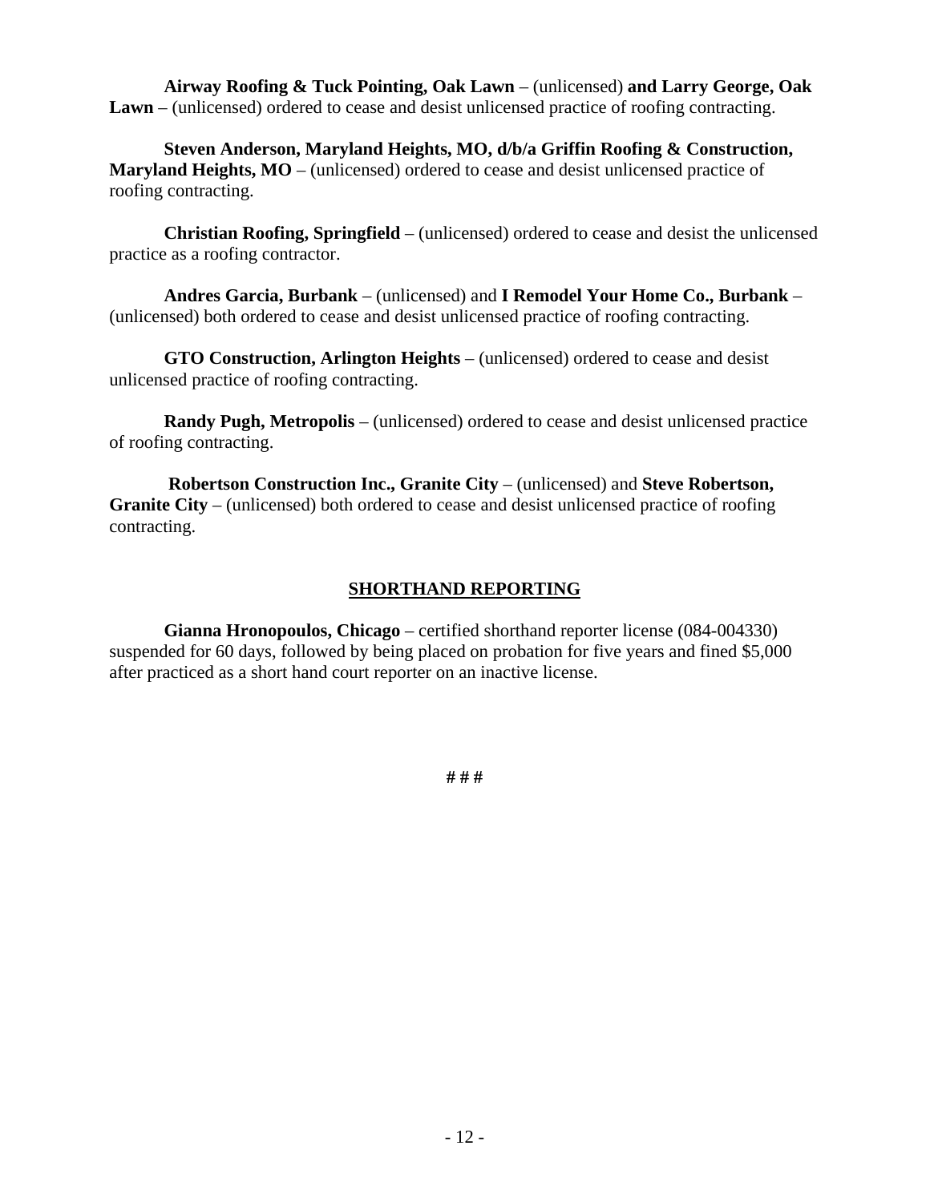**Airway Roofing & Tuck Pointing, Oak Lawn** – (unlicensed) **and Larry George, Oak Lawn** – (unlicensed) ordered to cease and desist unlicensed practice of roofing contracting.

**Steven Anderson, Maryland Heights, MO, d/b/a Griffin Roofing & Construction, Maryland Heights, MO** – (unlicensed) ordered to cease and desist unlicensed practice of roofing contracting.

**Christian Roofing, Springfield** – (unlicensed) ordered to cease and desist the unlicensed practice as a roofing contractor.

**Andres Garcia, Burbank** – (unlicensed) and **I Remodel Your Home Co., Burbank** – (unlicensed) both ordered to cease and desist unlicensed practice of roofing contracting.

**GTO Construction, Arlington Heights** – (unlicensed) ordered to cease and desist unlicensed practice of roofing contracting.

**Randy Pugh, Metropolis** – (unlicensed) ordered to cease and desist unlicensed practice of roofing contracting.

**Robertson Construction Inc., Granite City** – (unlicensed) and **Steve Robertson, Granite City** – (unlicensed) both ordered to cease and desist unlicensed practice of roofing contracting.

## SHORTHAND REPORTING

**Gianna Hronopoulos, Chicago** – certified shorthand reporter license (084-004330) suspended for 60 days, followed by being placed on probation for five years and fined $5,000 after practiced as a short hand court reporter on an inactive license.

# # #